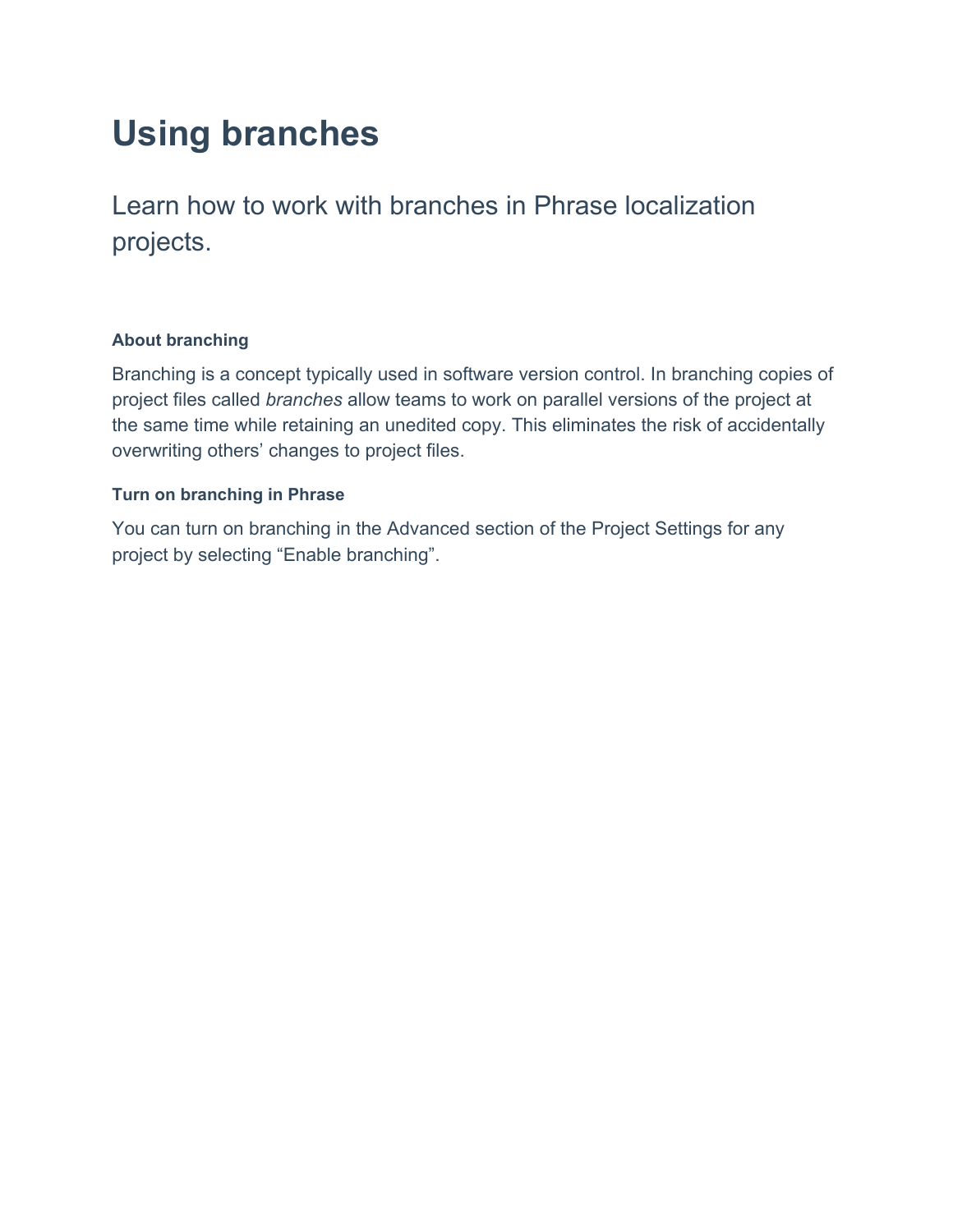# Using branches

Learn how to work with branches in Phrase localization projects.

### About branching

Branching is a concept typically used in software version control. In branching copies of project files called *branches* allow teams to work on parallel versions of the project at the same time while retaining an unedited copy. This eliminates the risk of accidentally overwriting others' changes to project files.

### Turn on branching in Phrase

You can turn on branching in the Advanced section of the Project Settings for any project by selecting "Enable branching".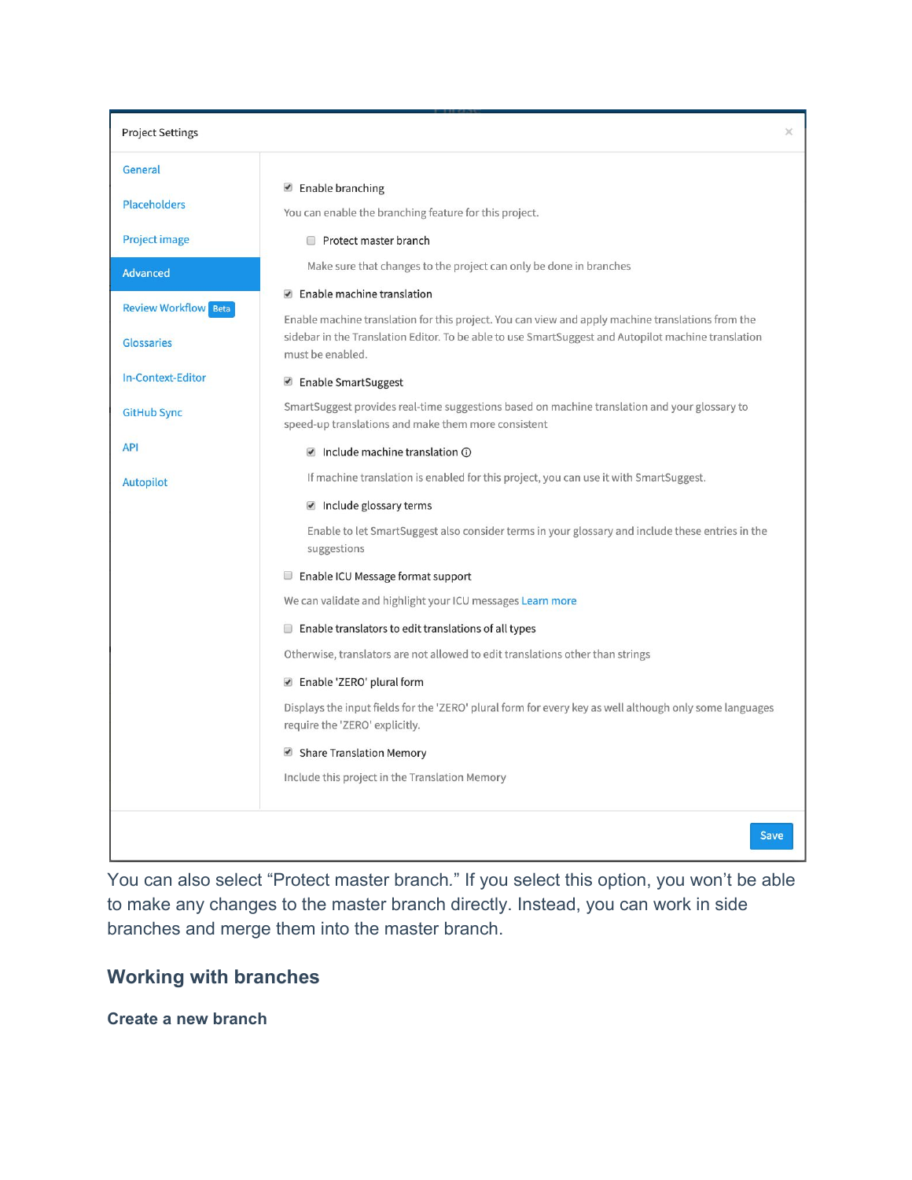Project Settings

- General
- Placeholders
- Project image
- **Advanced**
- Review Workflow Beta
- Glossaries
- In-Context-Editor
- GitHub Sync
- API
- Autopilot

☑ Enable branching

You can enable the branching feature for this project.

- ☐ Protect master branch

  Make sure that changes to the project can only be done in branches

☑ Enable machine translation

Enable machine translation for this project. You can view and apply machine translations from the sidebar in the Translation Editor. To be able to use SmartSuggest and Autopilot machine translation must be enabled.

☑ Enable SmartSuggest

SmartSuggest provides real-time suggestions based on machine translation and your glossary to speed-up translations and make them more consistent

- ☑ Include machine translation ⓘ

  If machine translation is enabled for this project, you can use it with SmartSuggest.

- ☑ Include glossary terms

  Enable to let SmartSuggest also consider terms in your glossary and include these entries in the suggestions

☐ Enable ICU Message format support

We can validate and highlight your ICU messages Learn more

☐ Enable translators to edit translations of all types

Otherwise, translators are not allowed to edit translations other than strings

☑ Enable 'ZERO' plural form

Displays the input fields for the 'ZERO' plural form for every key as well although only some languages require the 'ZERO' explicitly.

☑ Share Translation Memory

Include this project in the Translation Memory

Save

You can also select "Protect master branch." If you select this option, you won't be able to make any changes to the master branch directly. Instead, you can work in side branches and merge them into the master branch.

## Working with branches

### Create a new branch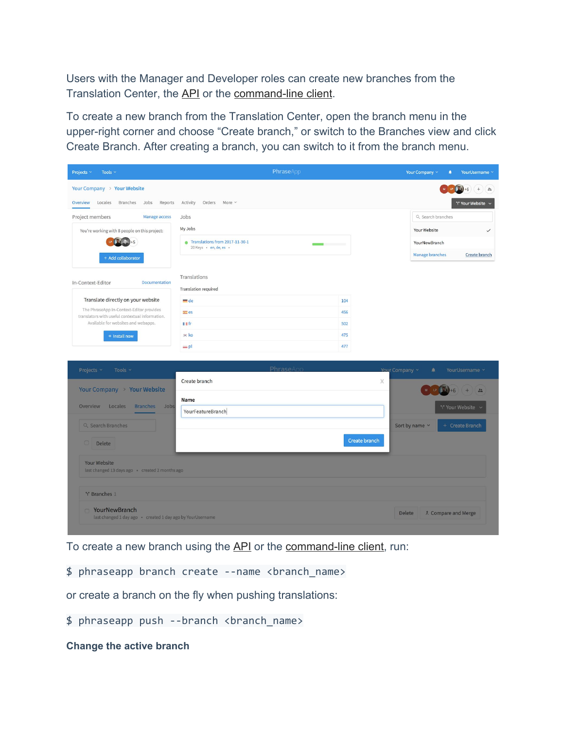Users with the Manager and Developer roles can create new branches from the Translation Center, the API or the command-line client.

To create a new branch from the Translation Center, open the branch menu in the upper-right corner and choose "Create branch," or switch to the Branches view and click Create Branch. After creating a branch, you can switch to it from the branch menu.

To create a new branch using the API or the command-line client, run:

```
$ phraseapp branch create --name <branch_name>
```

or create a branch on the fly when pushing translations:

```
$ phraseapp push --branch <branch_name>
```

**Change the active branch**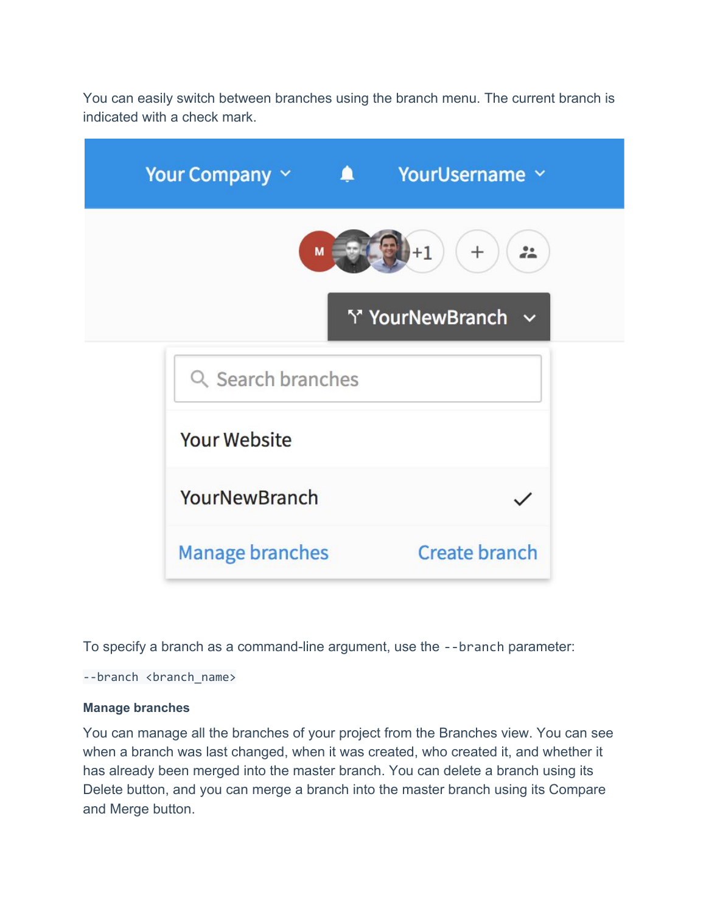You can easily switch between branches using the branch menu. The current branch is indicated with a check mark.

To specify a branch as a command-line argument, use the `--branch` parameter:

```
--branch <branch_name>
```

**Manage branches**

You can manage all the branches of your project from the Branches view. You can see when a branch was last changed, when it was created, who created it, and whether it has already been merged into the master branch. You can delete a branch using its Delete button, and you can merge a branch into the master branch using its Compare and Merge button.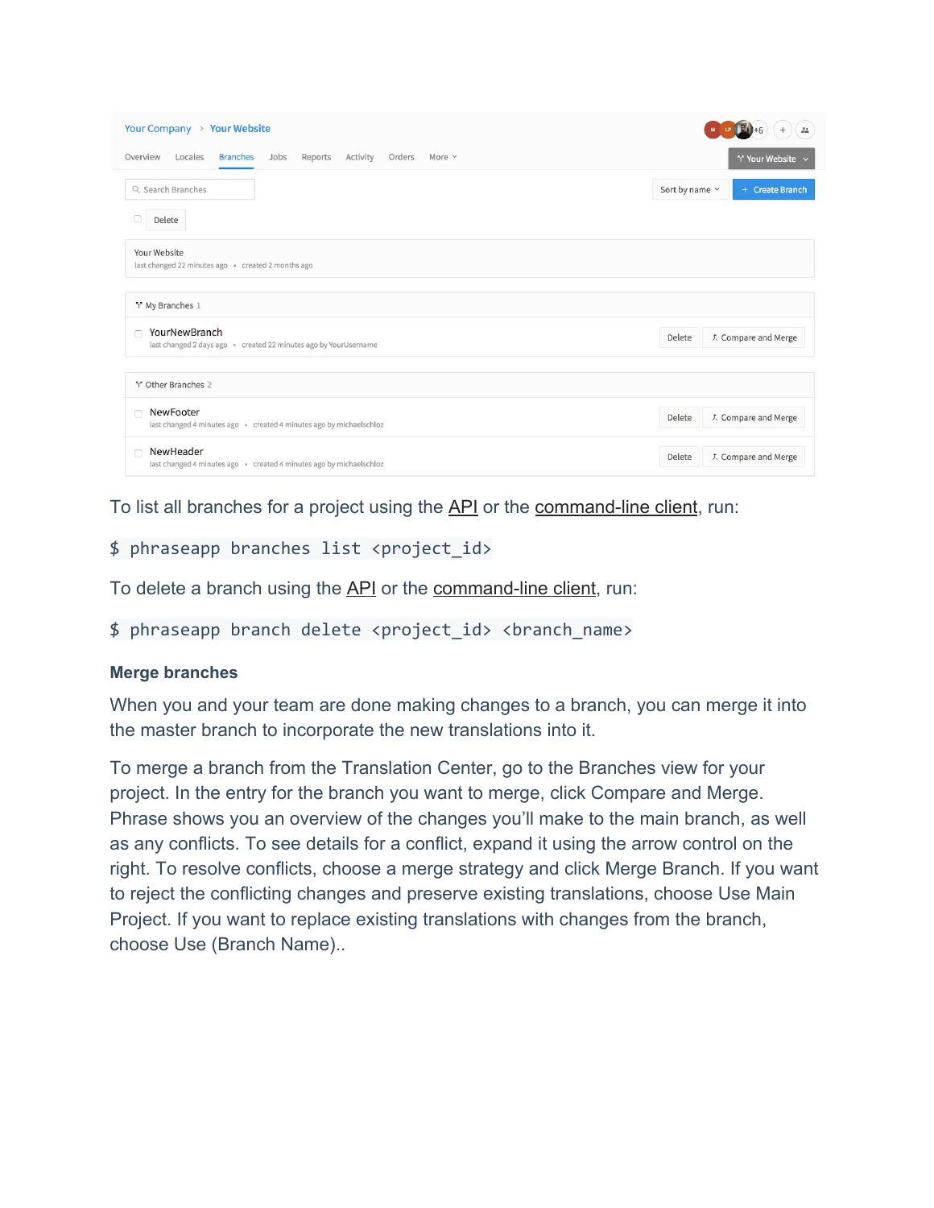To list all branches for a project using the API or the command-line client, run:

```
$ phraseapp branches list <project_id>
```

To delete a branch using the API or the command-line client, run:

```
$ phraseapp branch delete <project_id> <branch_name>
```

### Merge branches

When you and your team are done making changes to a branch, you can merge it into the master branch to incorporate the new translations into it.

To merge a branch from the Translation Center, go to the Branches view for your project. In the entry for the branch you want to merge, click Compare and Merge. Phrase shows you an overview of the changes you'll make to the main branch, as well as any conflicts. To see details for a conflict, expand it using the arrow control on the right. To resolve conflicts, choose a merge strategy and click Merge Branch. If you want to reject the conflicting changes and preserve existing translations, choose Use Main Project. If you want to replace existing translations with changes from the branch, choose Use (Branch Name)..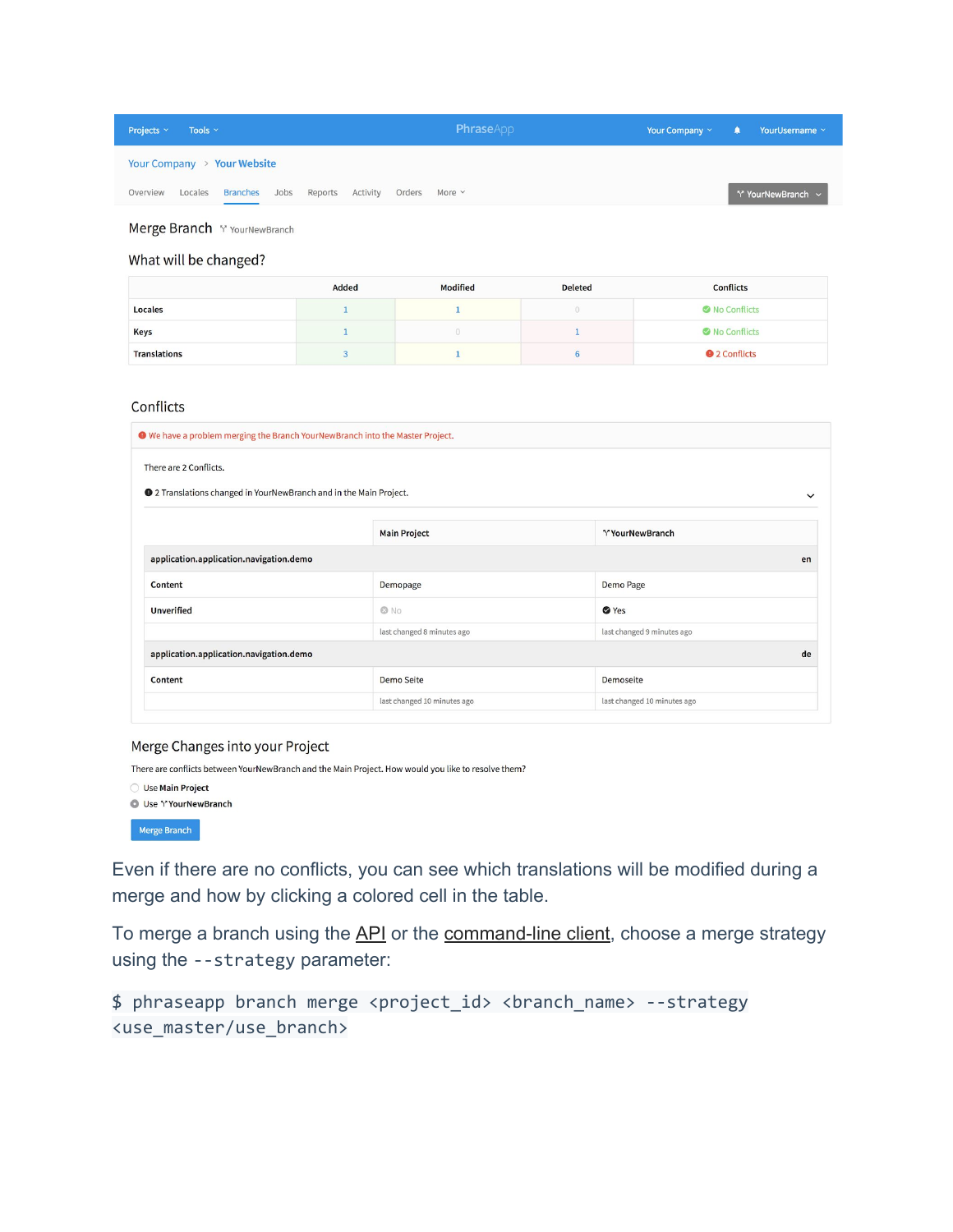Projects ⌄ Tools ⌄ PhraseApp Your Company ⌄ YourUsername ⌄

Your Company > Your Website

Overview Locales Branches Jobs Reports Activity Orders More ⌄ YourNewBranch ⌄

## Merge Branch YourNewBranch

### What will be changed?

| | Added | Modified | Deleted | Conflicts |
|---|---|---|---|---|
| Locales | 1 | 1 | 0 | No Conflicts |
| Keys | 1 | 0 | 1 | No Conflicts |
| Translations | 3 | 1 | 6 | 2 Conflicts |

### Conflicts

We have a problem merging the Branch YourNewBranch into the Master Project.

There are 2 Conflicts.

2 Translations changed in YourNewBranch and in the Main Project.

| | Main Project | YourNewBranch |
|---|---|---|
| application.application.navigation.demo | | en |
| Content | Demopage | Demo Page |
| Unverified | No | Yes |
| | last changed 8 minutes ago | last changed 9 minutes ago |
| application.application.navigation.demo | | de |
| Content | Demo Seite | Demoseite |
| | last changed 10 minutes ago | last changed 10 minutes ago |

### Merge Changes into your Project

There are conflicts between YourNewBranch and the Main Project. How would you like to resolve them?

- Use **Main Project**
- Use **YourNewBranch**

Merge Branch

Even if there are no conflicts, you can see which translations will be modified during a merge and how by clicking a colored cell in the table.

To merge a branch using the API or the command-line client, choose a merge strategy using the `--strategy` parameter:

```
$ phraseapp branch merge <project_id> <branch_name> --strategy <use_master/use_branch>
```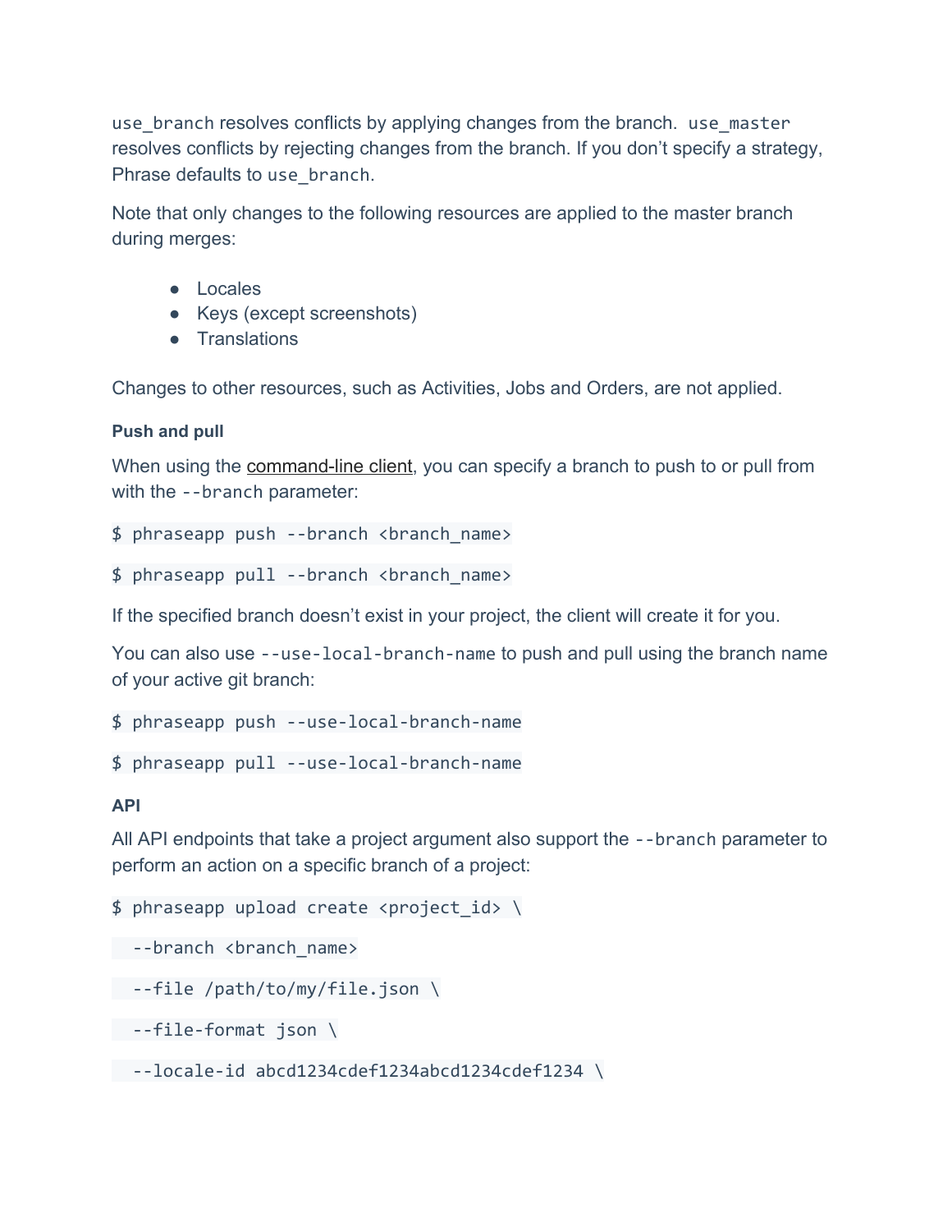`use_branch` resolves conflicts by applying changes from the branch. `use_master` resolves conflicts by rejecting changes from the branch. If you don't specify a strategy, Phrase defaults to `use_branch`.

Note that only changes to the following resources are applied to the master branch during merges:

- Locales
- Keys (except screenshots)
- Translations

Changes to other resources, such as Activities, Jobs and Orders, are not applied.

#### Push and pull

When using the command-line client, you can specify a branch to push to or pull from with the `--branch` parameter:

```
$ phraseapp push --branch <branch_name>
```

```
$ phraseapp pull --branch <branch_name>
```

If the specified branch doesn't exist in your project, the client will create it for you.

You can also use `--use-local-branch-name` to push and pull using the branch name of your active git branch:

```
$ phraseapp push --use-local-branch-name
```

```
$ phraseapp pull --use-local-branch-name
```

#### API

All API endpoints that take a project argument also support the `--branch` parameter to perform an action on a specific branch of a project:

```
$ phraseapp upload create <project_id> \
  --branch <branch_name>
  --file /path/to/my/file.json \
  --file-format json \
  --locale-id abcd1234cdef1234abcd1234cdef1234 \
```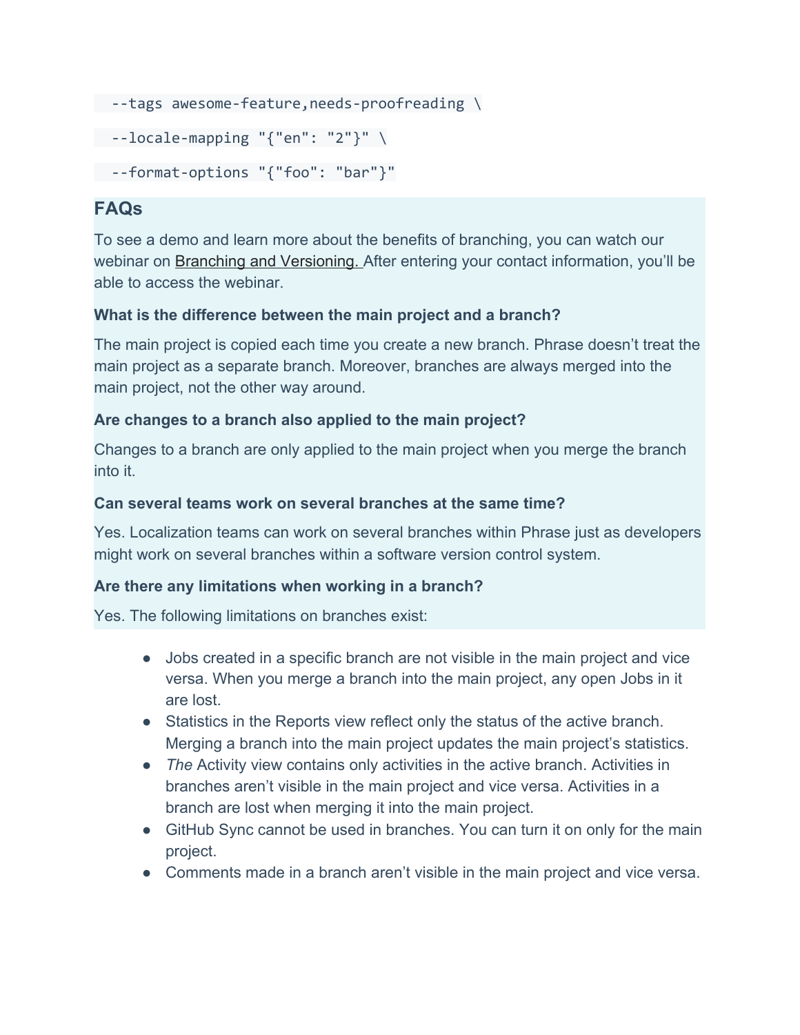```
  --tags awesome-feature,needs-proofreading \
  --locale-mapping "{"en": "2"}" \
  --format-options "{"foo": "bar"}"
```

## FAQs

To see a demo and learn more about the benefits of branching, you can watch our webinar on Branching and Versioning. After entering your contact information, you'll be able to access the webinar.

**What is the difference between the main project and a branch?**

The main project is copied each time you create a new branch. Phrase doesn't treat the main project as a separate branch. Moreover, branches are always merged into the main project, not the other way around.

**Are changes to a branch also applied to the main project?**

Changes to a branch are only applied to the main project when you merge the branch into it.

**Can several teams work on several branches at the same time?**

Yes. Localization teams can work on several branches within Phrase just as developers might work on several branches within a software version control system.

**Are there any limitations when working in a branch?**

Yes. The following limitations on branches exist:

- Jobs created in a specific branch are not visible in the main project and vice versa. When you merge a branch into the main project, any open Jobs in it are lost.
- Statistics in the Reports view reflect only the status of the active branch. Merging a branch into the main project updates the main project's statistics.
- *The* Activity view contains only activities in the active branch. Activities in branches aren't visible in the main project and vice versa. Activities in a branch are lost when merging it into the main project.
- GitHub Sync cannot be used in branches. You can turn it on only for the main project.
- Comments made in a branch aren't visible in the main project and vice versa.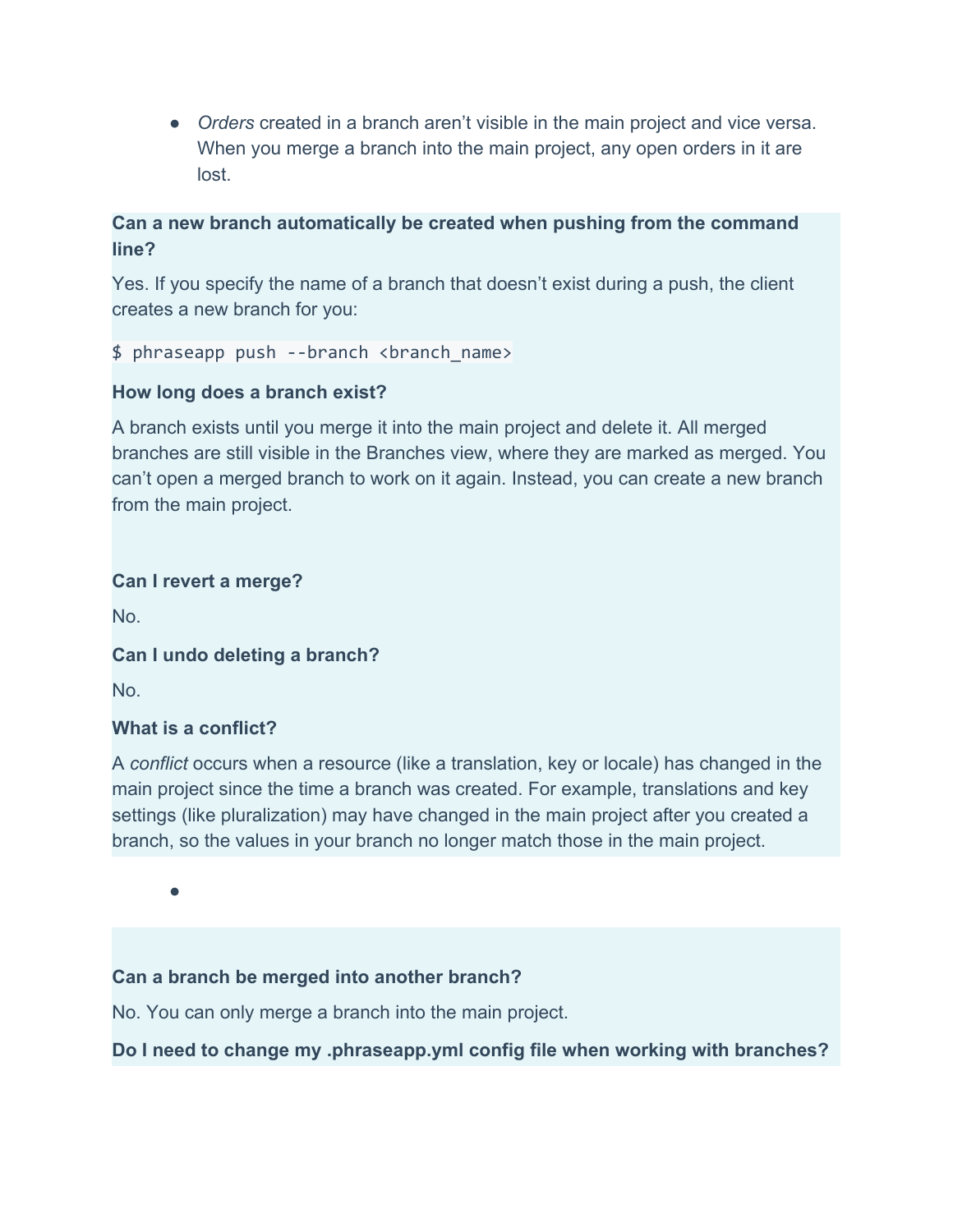- *Orders* created in a branch aren't visible in the main project and vice versa. When you merge a branch into the main project, any open orders in it are lost.

**Can a new branch automatically be created when pushing from the command line?**

Yes. If you specify the name of a branch that doesn't exist during a push, the client creates a new branch for you:

```
$ phraseapp push --branch <branch_name>
```

**How long does a branch exist?**

A branch exists until you merge it into the main project and delete it. All merged branches are still visible in the Branches view, where they are marked as merged. You can't open a merged branch to work on it again. Instead, you can create a new branch from the main project.

**Can I revert a merge?**

No.

**Can I undo deleting a branch?**

No.

**What is a conflict?**

A *conflict* occurs when a resource (like a translation, key or locale) has changed in the main project since the time a branch was created. For example, translations and key settings (like pluralization) may have changed in the main project after you created a branch, so the values in your branch no longer match those in the main project.

**Can a branch be merged into another branch?**

No. You can only merge a branch into the main project.

**Do I need to change my .phraseapp.yml config file when working with branches?**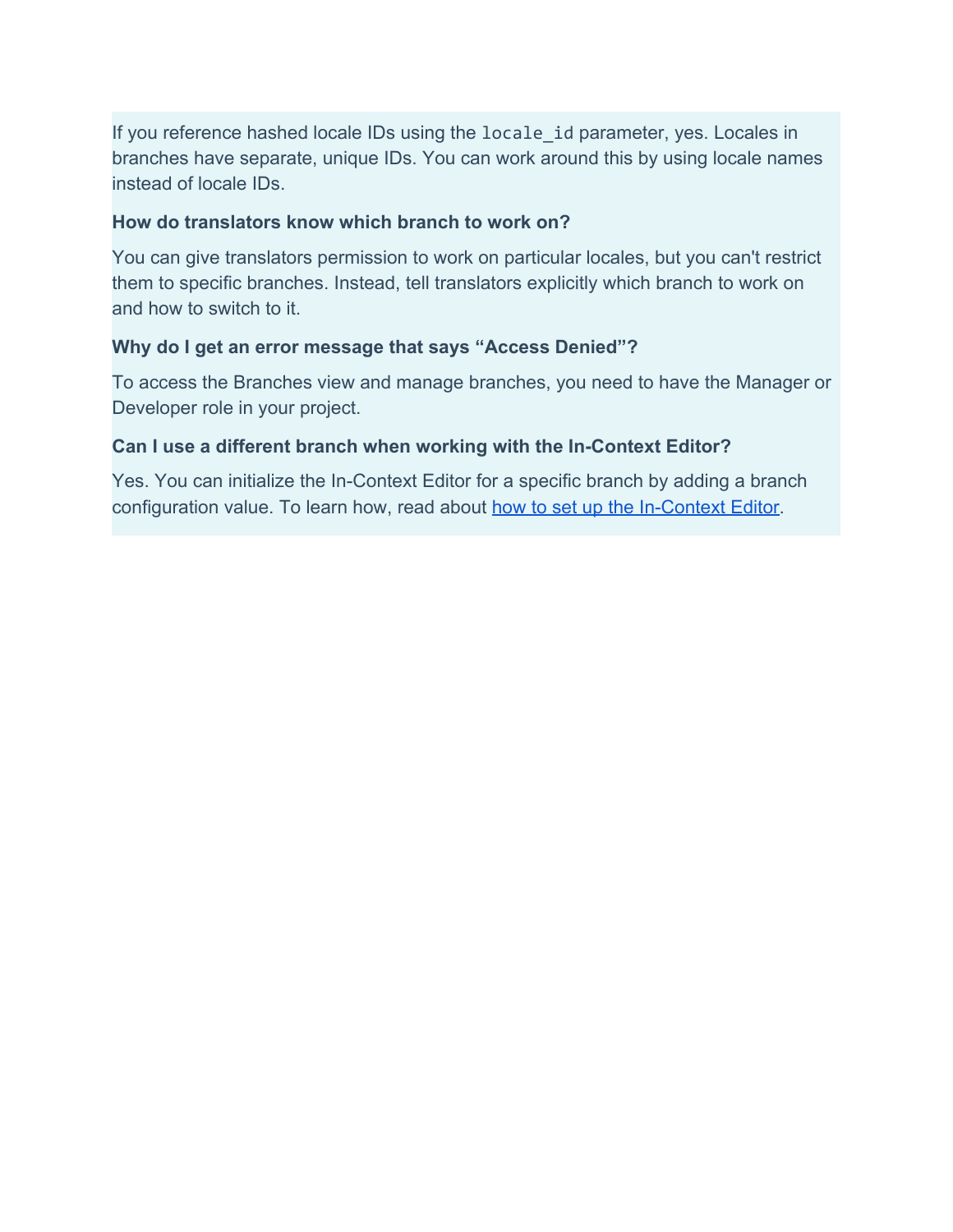If you reference hashed locale IDs using the `locale_id` parameter, yes. Locales in branches have separate, unique IDs. You can work around this by using locale names instead of locale IDs.

**How do translators know which branch to work on?**

You can give translators permission to work on particular locales, but you can't restrict them to specific branches. Instead, tell translators explicitly which branch to work on and how to switch to it.

**Why do I get an error message that says "Access Denied"?**

To access the Branches view and manage branches, you need to have the Manager or Developer role in your project.

**Can I use a different branch when working with the In-Context Editor?**

Yes. You can initialize the In-Context Editor for a specific branch by adding a branch configuration value. To learn how, read about how to set up the In-Context Editor.